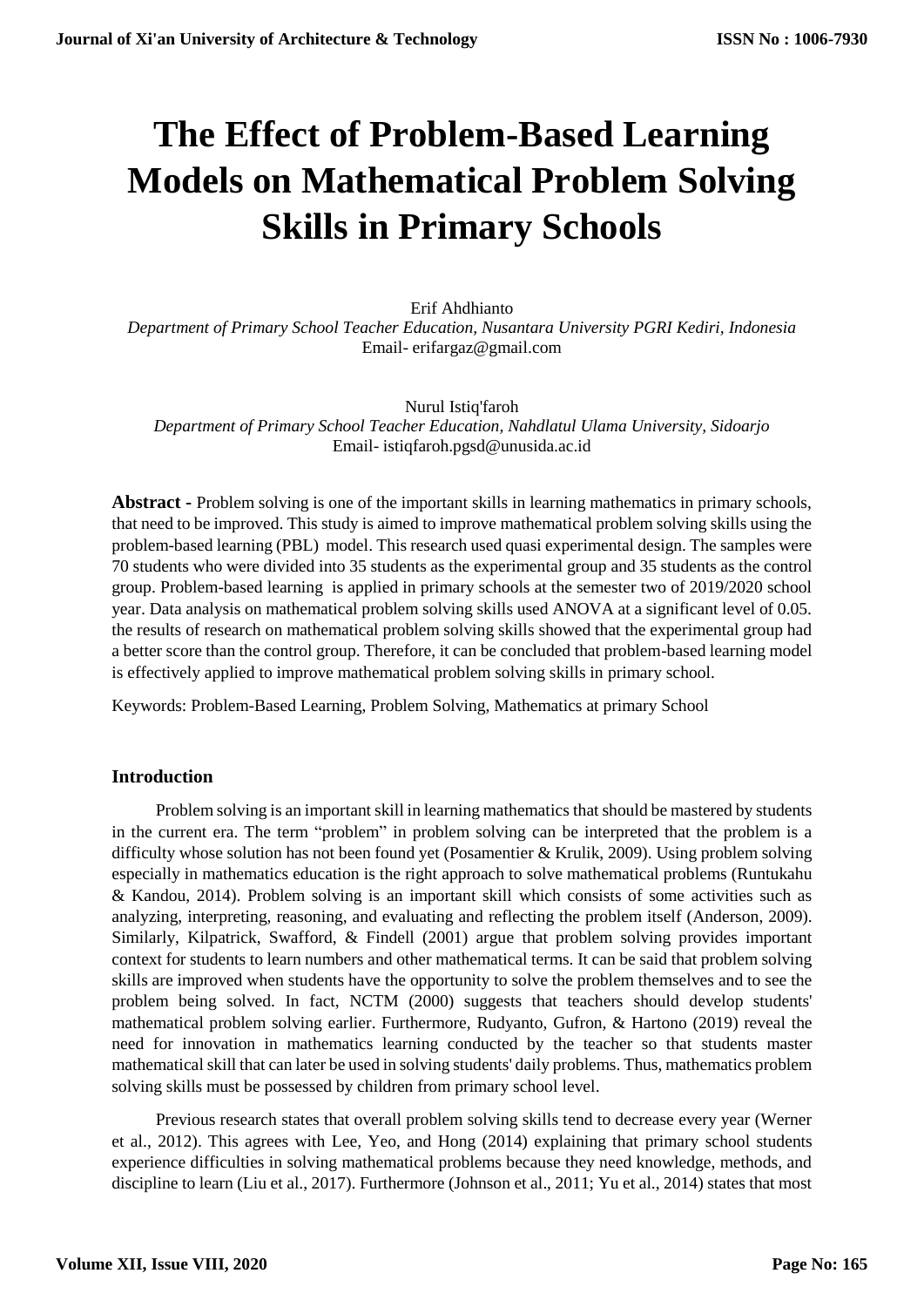# The Effect of Problem-Based Learning Models on Mathematical Problem Solving Skills in Primary Schools

Erif Ahdhianto

*Department of Primary School Teacher Education, Nusantara University PGRI Kediri, Indonesia*

Email- erifargaz@gmail.com

Nurul Istiq'faroh

*Department of Primary School Teacher Education, Nahdlatul Ulama University, Sidoarjo*

Email- istiqfaroh.pgsd@unusida.ac.id

**Abstract -** Problem solving is one of the important skills in learning mathematics in primary schools, that need to be improved. This study is aimed to improve mathematical problem solving skills using the problem-based learning (PBL) model. This research used quasi experimental design. The samples were 70 students who were divided into 35 students as the experimental group and 35 students as the control group. Problem-based learning is applied in primary schools at the semester two of 2019/2020 school year. Data analysis on mathematical problem solving skills used ANOVA at a significant level of 0.05. the results of research on mathematical problem solving skills showed that the experimental group had a better score than the control group. Therefore, it can be concluded that problem-based learning model is effectively applied to improve mathematical problem solving skills in primary school.

Keywords: Problem-Based Learning, Problem Solving, Mathematics at primary School

## Introduction

Problem solving is an important skill in learning mathematics that should be mastered by students in the current era. The term "problem" in problem solving can be interpreted that the problem is a difficulty whose solution has not been found yet (Posamentier & Krulik, 2009). Using problem solving especially in mathematics education is the right approach to solve mathematical problems (Runtukahu & Kandou, 2014). Problem solving is an important skill which consists of some activities such as analyzing, interpreting, reasoning, and evaluating and reflecting the problem itself (Anderson, 2009). Similarly, Kilpatrick, Swafford, & Findell (2001) argue that problem solving provides important context for students to learn numbers and other mathematical terms. It can be said that problem solving skills are improved when students have the opportunity to solve the problem themselves and to see the problem being solved. In fact, NCTM (2000) suggests that teachers should develop students' mathematical problem solving earlier. Furthermore, Rudyanto, Gufron, & Hartono (2019) reveal the need for innovation in mathematics learning conducted by the teacher so that students master mathematical skill that can later be used in solving students' daily problems. Thus, mathematics problem solving skills must be possessed by children from primary school level.

Previous research states that overall problem solving skills tend to decrease every year (Werner et al., 2012). This agrees with Lee, Yeo, and Hong (2014) explaining that primary school students experience difficulties in solving mathematical problems because they need knowledge, methods, and discipline to learn (Liu et al., 2017). Furthermore (Johnson et al., 2011; Yu et al., 2014) states that most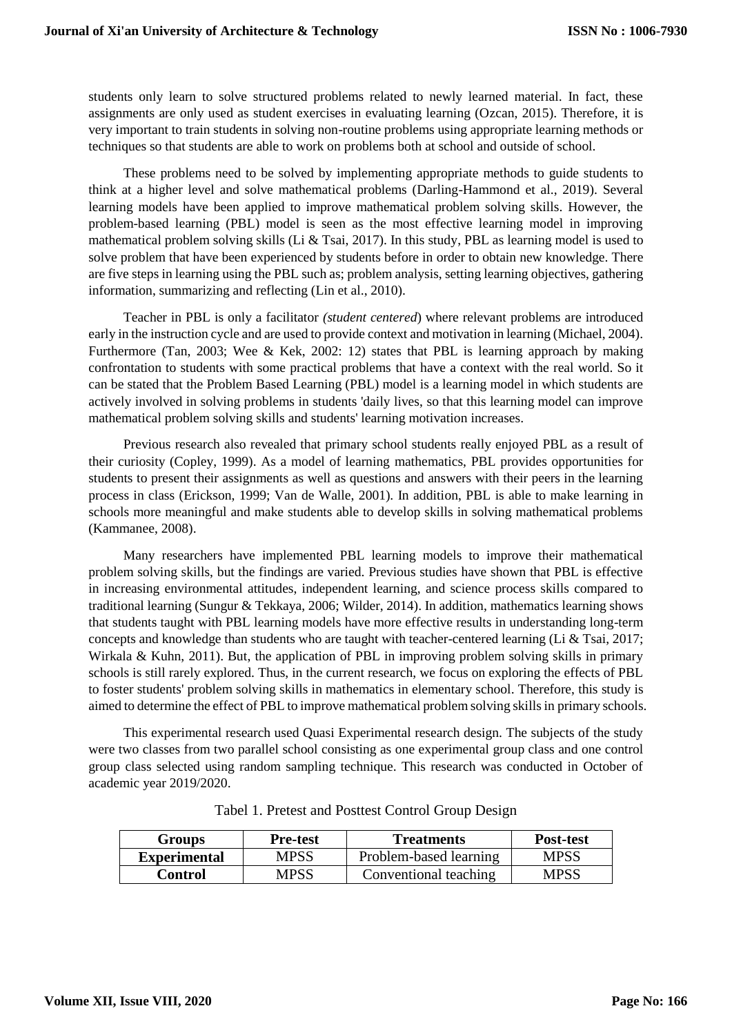students only learn to solve structured problems related to newly learned material. In fact, these assignments are only used as student exercises in evaluating learning (Ozcan, 2015). Therefore, it is very important to train students in solving non-routine problems using appropriate learning methods or techniques so that students are able to work on problems both at school and outside of school.

These problems need to be solved by implementing appropriate methods to guide students to think at a higher level and solve mathematical problems (Darling-Hammond et al., 2019). Several learning models have been applied to improve mathematical problem solving skills. However, the problem-based learning (PBL) model is seen as the most effective learning model in improving mathematical problem solving skills (Li & Tsai, 2017). In this study, PBL as learning model is used to solve problem that have been experienced by students before in order to obtain new knowledge. There are five steps in learning using the PBL such as; problem analysis, setting learning objectives, gathering information, summarizing and reflecting (Lin et al., 2010).

Teacher in PBL is only a facilitator *(student centered*) where relevant problems are introduced early in the instruction cycle and are used to provide context and motivation in learning (Michael, 2004). Furthermore (Tan, 2003; Wee & Kek, 2002: 12) states that PBL is learning approach by making confrontation to students with some practical problems that have a context with the real world. So it can be stated that the Problem Based Learning (PBL) model is a learning model in which students are actively involved in solving problems in students 'daily lives, so that this learning model can improve mathematical problem solving skills and students' learning motivation increases.

Previous research also revealed that primary school students really enjoyed PBL as a result of their curiosity (Copley, 1999). As a model of learning mathematics, PBL provides opportunities for students to present their assignments as well as questions and answers with their peers in the learning process in class (Erickson, 1999; Van de Walle, 2001). In addition, PBL is able to make learning in schools more meaningful and make students able to develop skills in solving mathematical problems (Kammanee, 2008).

Many researchers have implemented PBL learning models to improve their mathematical problem solving skills, but the findings are varied. Previous studies have shown that PBL is effective in increasing environmental attitudes, independent learning, and science process skills compared to traditional learning (Sungur & Tekkaya, 2006; Wilder, 2014). In addition, mathematics learning shows that students taught with PBL learning models have more effective results in understanding long-term concepts and knowledge than students who are taught with teacher-centered learning (Li & Tsai, 2017; Wirkala & Kuhn, 2011). But, the application of PBL in improving problem solving skills in primary schools is still rarely explored. Thus, in the current research, we focus on exploring the effects of PBL to foster students' problem solving skills in mathematics in elementary school. Therefore, this study is aimed to determine the effect of PBL to improve mathematical problem solving skills in primary schools.

This experimental research used Quasi Experimental research design. The subjects of the study were two classes from two parallel school consisting as one experimental group class and one control group class selected using random sampling technique. This research was conducted in October of academic year 2019/2020.

Tabel 1. Pretest and Posttest Control Group Design

| Groups | Pre-test | Treatments | Post-test |
|---|---|---|---|
| **Experimental** | MPSS | Problem-based learning | MPSS |
| **Control** | MPSS | Conventional teaching | MPSS |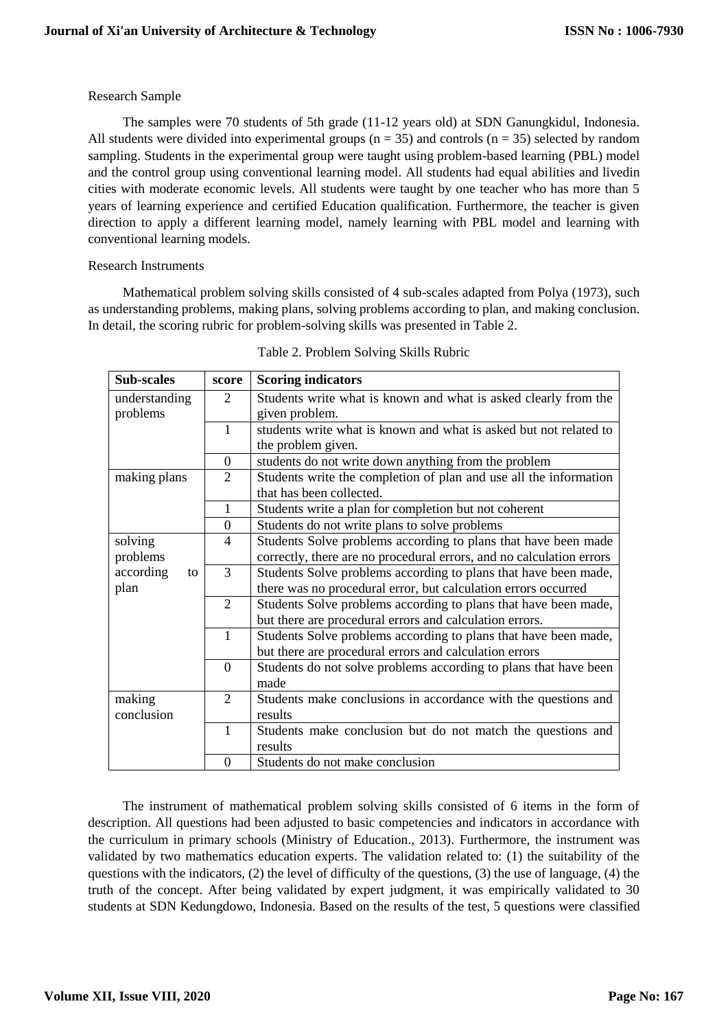Research Sample

The samples were 70 students of 5th grade (11-12 years old) at SDN Ganungkidul, Indonesia. All students were divided into experimental groups ($n = 35$) and controls ($n = 35$) selected by random sampling. Students in the experimental group were taught using problem-based learning (PBL) model and the control group using conventional learning model. All students had equal abilities and livedin cities with moderate economic levels. All students were taught by one teacher who has more than 5 years of learning experience and certified Education qualification. Furthermore, the teacher is given direction to apply a different learning model, namely learning with PBL model and learning with conventional learning models.

Research Instruments

Mathematical problem solving skills consisted of 4 sub-scales adapted from Polya (1973), such as understanding problems, making plans, solving problems according to plan, and making conclusion. In detail, the scoring rubric for problem-solving skills was presented in Table 2.

Table 2. Problem Solving Skills Rubric

| Sub-scales | score | Scoring indicators |
|---|---|---|
| understanding problems | 2 | Students write what is known and what is asked clearly from the given problem. |
| | 1 | students write what is known and what is asked but not related to the problem given. |
| | 0 | students do not write down anything from the problem |
| making plans | 2 | Students write the completion of plan and use all the information that has been collected. |
| | 1 | Students write a plan for completion but not coherent |
| | 0 | Students do not write plans to solve problems |
| solving problems according to plan | 4 | Students Solve problems according to plans that have been made correctly, there are no procedural errors, and no calculation errors |
| | 3 | Students Solve problems according to plans that have been made, there was no procedural error, but calculation errors occurred |
| | 2 | Students Solve problems according to plans that have been made, but there are procedural errors and calculation errors. |
| | 1 | Students Solve problems according to plans that have been made, but there are procedural errors and calculation errors |
| | 0 | Students do not solve problems according to plans that have been made |
| making conclusion | 2 | Students make conclusions in accordance with the questions and results |
| | 1 | Students make conclusion but do not match the questions and results |
| | 0 | Students do not make conclusion |

The instrument of mathematical problem solving skills consisted of 6 items in the form of description. All questions had been adjusted to basic competencies and indicators in accordance with the curriculum in primary schools (Ministry of Education., 2013). Furthermore, the instrument was validated by two mathematics education experts. The validation related to: (1) the suitability of the questions with the indicators, (2) the level of difficulty of the questions, (3) the use of language, (4) the truth of the concept. After being validated by expert judgment, it was empirically validated to 30 students at SDN Kedungdowo, Indonesia. Based on the results of the test, 5 questions were classified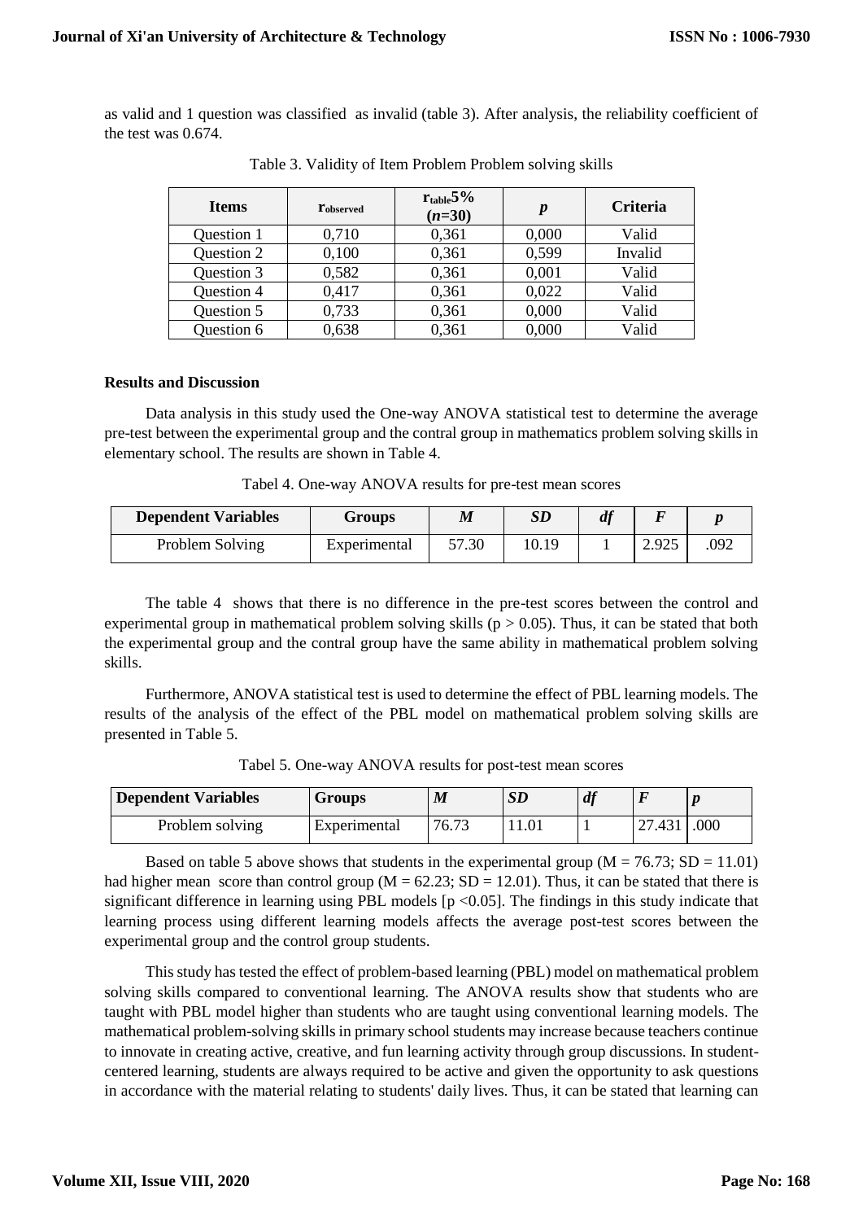as valid and 1 question was classified as invalid (table 3). After analysis, the reliability coefficient of the test was 0.674.

Table 3. Validity of Item Problem Problem solving skills

| Items | $r_{observed}$ | $r_{table}$5% ($n$=30) | $p$ | Criteria |
|---|---|---|---|---|
| Question 1 | 0,710 | 0,361 | 0,000 | Valid |
| Question 2 | 0,100 | 0,361 | 0,599 | Invalid |
| Question 3 | 0,582 | 0,361 | 0,001 | Valid |
| Question 4 | 0,417 | 0,361 | 0,022 | Valid |
| Question 5 | 0,733 | 0,361 | 0,000 | Valid |
| Question 6 | 0,638 | 0,361 | 0,000 | Valid |

**Results and Discussion**

Data analysis in this study used the One-way ANOVA statistical test to determine the average pre-test between the experimental group and the contral group in mathematics problem solving skills in elementary school. The results are shown in Table 4.

Tabel 4. One-way ANOVA results for pre-test mean scores

| Dependent Variables | Groups | $M$ | $SD$ | $df$ | $F$ | $p$ |
|---|---|---|---|---|---|---|
| Problem Solving | Experimental | 57.30 | 10.19 | 1 | 2.925 | .092 |

The table 4 shows that there is no difference in the pre-test scores between the control and experimental group in mathematical problem solving skills ($p > 0.05$). Thus, it can be stated that both the experimental group and the contral group have the same ability in mathematical problem solving skills.

Furthermore, ANOVA statistical test is used to determine the effect of PBL learning models. The results of the analysis of the effect of the PBL model on mathematical problem solving skills are presented in Table 5.

Tabel 5. One-way ANOVA results for post-test mean scores

| Dependent Variables | Groups | $M$ | $SD$ | $df$ | $F$ | $p$ |
|---|---|---|---|---|---|---|
| Problem solving | Experimental | 76.73 | 11.01 | 1 | 27.431 | .000 |

Based on table 5 above shows that students in the experimental group ($M = 76.73$; $SD = 11.01$) had higher mean score than control group ($M = 62.23$; $SD = 12.01$). Thus, it can be stated that there is significant difference in learning using PBL models [$p < 0.05$]. The findings in this study indicate that learning process using different learning models affects the average post-test scores between the experimental group and the control group students.

This study has tested the effect of problem-based learning (PBL) model on mathematical problem solving skills compared to conventional learning. The ANOVA results show that students who are taught with PBL model higher than students who are taught using conventional learning models. The mathematical problem-solving skills in primary school students may increase because teachers continue to innovate in creating active, creative, and fun learning activity through group discussions. In student-centered learning, students are always required to be active and given the opportunity to ask questions in accordance with the material relating to students' daily lives. Thus, it can be stated that learning can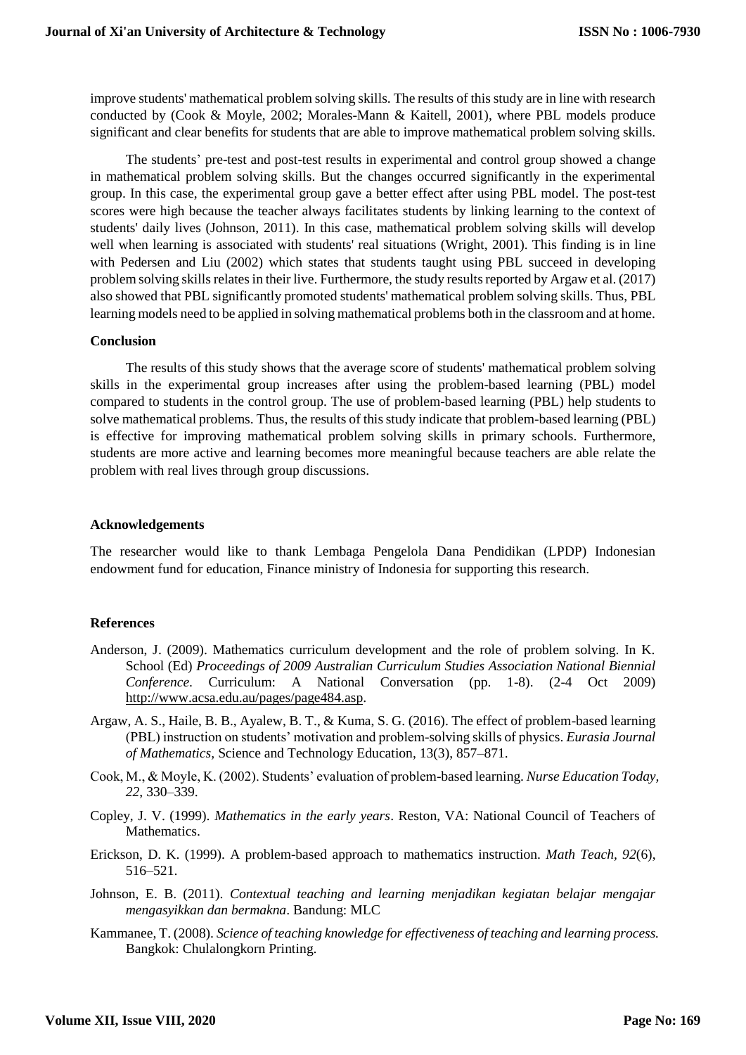improve students' mathematical problem solving skills. The results of this study are in line with research conducted by (Cook & Moyle, 2002; Morales-Mann & Kaitell, 2001), where PBL models produce significant and clear benefits for students that are able to improve mathematical problem solving skills.

The students' pre-test and post-test results in experimental and control group showed a change in mathematical problem solving skills. But the changes occurred significantly in the experimental group. In this case, the experimental group gave a better effect after using PBL model. The post-test scores were high because the teacher always facilitates students by linking learning to the context of students' daily lives (Johnson, 2011). In this case, mathematical problem solving skills will develop well when learning is associated with students' real situations (Wright, 2001). This finding is in line with Pedersen and Liu (2002) which states that students taught using PBL succeed in developing problem solving skills relates in their live. Furthermore, the study results reported by Argaw et al. (2017) also showed that PBL significantly promoted students' mathematical problem solving skills. Thus, PBL learning models need to be applied in solving mathematical problems both in the classroom and at home.

## Conclusion

The results of this study shows that the average score of students' mathematical problem solving skills in the experimental group increases after using the problem-based learning (PBL) model compared to students in the control group. The use of problem-based learning (PBL) help students to solve mathematical problems. Thus, the results of this study indicate that problem-based learning (PBL) is effective for improving mathematical problem solving skills in primary schools. Furthermore, students are more active and learning becomes more meaningful because teachers are able relate the problem with real lives through group discussions.

## Acknowledgements

The researcher would like to thank Lembaga Pengelola Dana Pendidikan (LPDP) Indonesian endowment fund for education, Finance ministry of Indonesia for supporting this research.

## References

Anderson, J. (2009). Mathematics curriculum development and the role of problem solving. In K. School (Ed) *Proceedings of 2009 Australian Curriculum Studies Association National Biennial Conference*. Curriculum: A National Conversation (pp. 1-8). (2-4 Oct 2009) http://www.acsa.edu.au/pages/page484.asp.

Argaw, A. S., Haile, B. B., Ayalew, B. T., & Kuma, S. G. (2016). The effect of problem-based learning (PBL) instruction on students' motivation and problem-solving skills of physics. *Eurasia Journal of Mathematics*, Science and Technology Education, 13(3), 857–871.

Cook, M., & Moyle, K. (2002). Students' evaluation of problem-based learning. *Nurse Education Today, 22*, 330–339.

Copley, J. V. (1999). *Mathematics in the early years*. Reston, VA: National Council of Teachers of Mathematics.

Erickson, D. K. (1999). A problem-based approach to mathematics instruction. *Math Teach, 92*(6), 516–521.

Johnson, E. B. (2011). *Contextual teaching and learning menjadikan kegiatan belajar mengajar mengasyikkan dan bermakna*. Bandung: MLC

Kammanee, T. (2008). *Science of teaching knowledge for effectiveness of teaching and learning process.* Bangkok: Chulalongkorn Printing.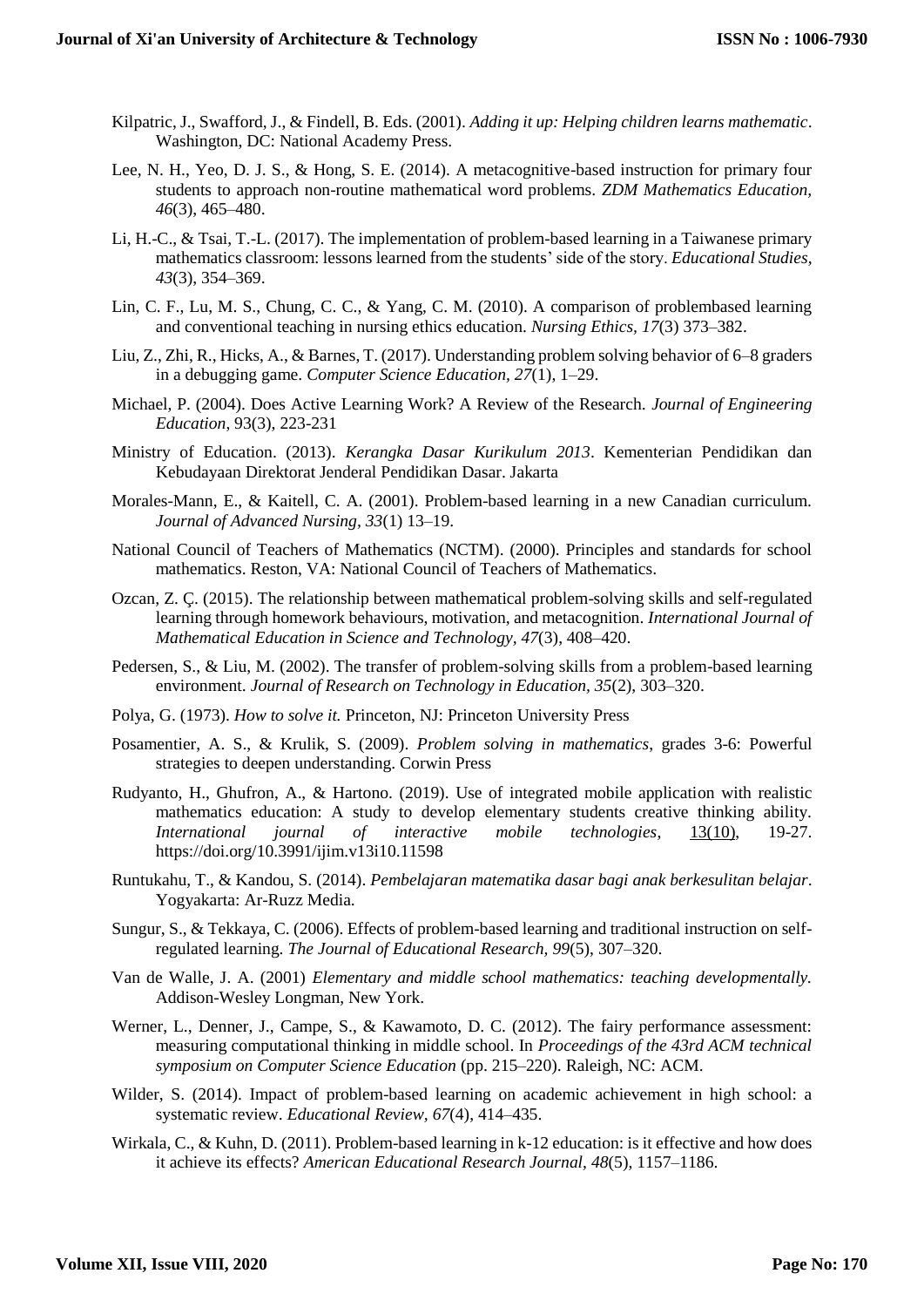Kilpatric, J., Swafford, J., & Findell, B. Eds. (2001). *Adding it up: Helping children learns mathematic*. Washington, DC: National Academy Press.

Lee, N. H., Yeo, D. J. S., & Hong, S. E. (2014). A metacognitive-based instruction for primary four students to approach non-routine mathematical word problems. *ZDM Mathematics Education, 46*(3), 465–480.

Li, H.-C., & Tsai, T.-L. (2017). The implementation of problem-based learning in a Taiwanese primary mathematics classroom: lessons learned from the students' side of the story. *Educational Studies, 43*(3), 354–369.

Lin, C. F., Lu, M. S., Chung, C. C., & Yang, C. M. (2010). A comparison of problembased learning and conventional teaching in nursing ethics education. *Nursing Ethics, 17*(3) 373–382.

Liu, Z., Zhi, R., Hicks, A., & Barnes, T. (2017). Understanding problem solving behavior of 6–8 graders in a debugging game. *Computer Science Education, 27*(1), 1–29.

Michael, P. (2004). Does Active Learning Work? A Review of the Research. *Journal of Engineering Education*, 93(3), 223-231

Ministry of Education. (2013). *Kerangka Dasar Kurikulum 2013*. Kementerian Pendidikan dan Kebudayaan Direktorat Jenderal Pendidikan Dasar. Jakarta

Morales-Mann, E., & Kaitell, C. A. (2001). Problem-based learning in a new Canadian curriculum. *Journal of Advanced Nursing, 33*(1) 13–19.

National Council of Teachers of Mathematics (NCTM). (2000). Principles and standards for school mathematics. Reston, VA: National Council of Teachers of Mathematics.

Ozcan, Z. Ç. (2015). The relationship between mathematical problem-solving skills and self-regulated learning through homework behaviours, motivation, and metacognition. *International Journal of Mathematical Education in Science and Technology, 47*(3), 408–420.

Pedersen, S., & Liu, M. (2002). The transfer of problem-solving skills from a problem-based learning environment. *Journal of Research on Technology in Education, 35*(2), 303–320.

Polya, G. (1973). *How to solve it.* Princeton, NJ: Princeton University Press

Posamentier, A. S., & Krulik, S. (2009). *Problem solving in mathematics*, grades 3-6: Powerful strategies to deepen understanding. Corwin Press

Rudyanto, H., Ghufron, A., & Hartono. (2019). Use of integrated mobile application with realistic mathematics education: A study to develop elementary students creative thinking ability. *International journal of interactive mobile technologies*, 13(10), 19-27. https://doi.org/10.3991/ijim.v13i10.11598

Runtukahu, T., & Kandou, S. (2014). *Pembelajaran matematika dasar bagi anak berkesulitan belajar*. Yogyakarta: Ar-Ruzz Media.

Sungur, S., & Tekkaya, C. (2006). Effects of problem-based learning and traditional instruction on self-regulated learning. *The Journal of Educational Research, 99*(5), 307–320.

Van de Walle, J. A. (2001) *Elementary and middle school mathematics: teaching developmentally.* Addison-Wesley Longman, New York.

Werner, L., Denner, J., Campe, S., & Kawamoto, D. C. (2012). The fairy performance assessment: measuring computational thinking in middle school. In *Proceedings of the 43rd ACM technical symposium on Computer Science Education* (pp. 215–220). Raleigh, NC: ACM.

Wilder, S. (2014). Impact of problem-based learning on academic achievement in high school: a systematic review. *Educational Review, 67*(4), 414–435.

Wirkala, C., & Kuhn, D. (2011). Problem-based learning in k-12 education: is it effective and how does it achieve its effects? *American Educational Research Journal, 48*(5), 1157–1186.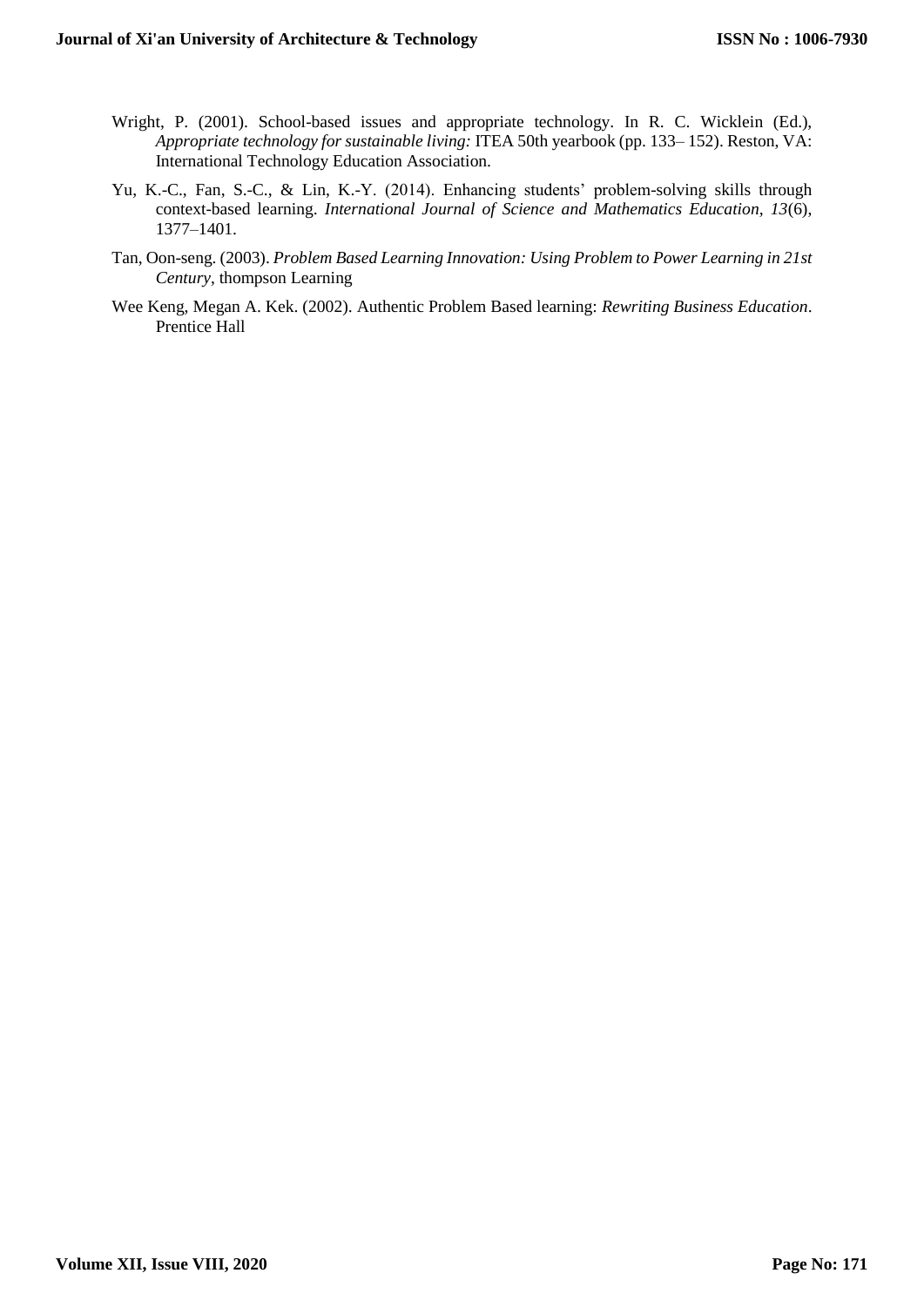Wright, P. (2001). School-based issues and appropriate technology. In R. C. Wicklein (Ed.), *Appropriate technology for sustainable living:* ITEA 50th yearbook (pp. 133– 152). Reston, VA: International Technology Education Association.

Yu, K.-C., Fan, S.-C., & Lin, K.-Y. (2014). Enhancing students' problem-solving skills through context-based learning. *International Journal of Science and Mathematics Education, 13*(6), 1377–1401.

Tan, Oon-seng. (2003). *Problem Based Learning Innovation: Using Problem to Power Learning in 21st Century*, thompson Learning

Wee Keng, Megan A. Kek. (2002). Authentic Problem Based learning: *Rewriting Business Education*. Prentice Hall